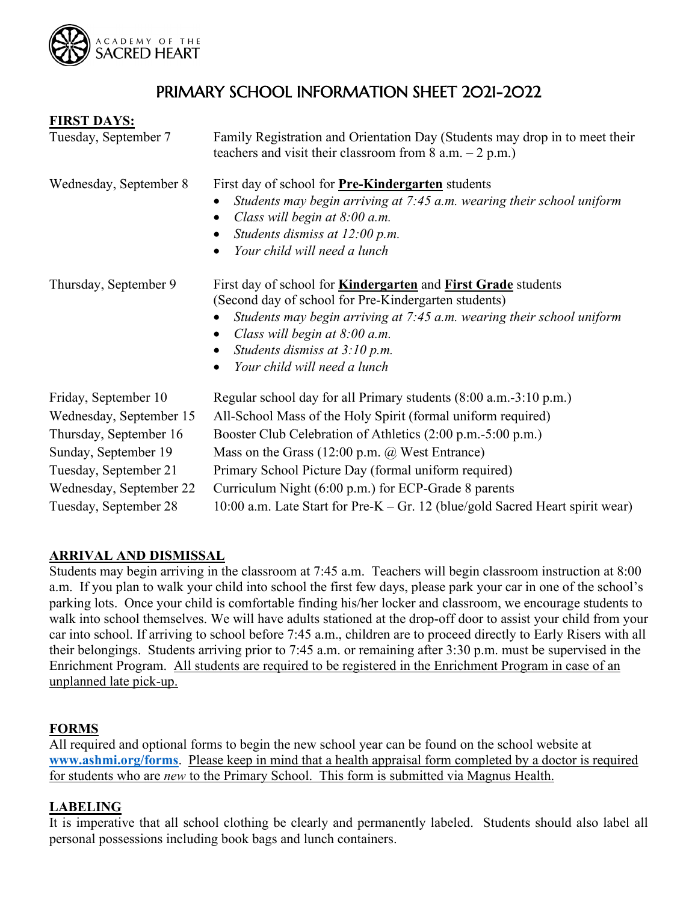ACADEMY OF THE SACRED HEART

# PRIMARY SCHOOL INFORMATION SHEET 2021-2022

## FIRST DAYS:

**Tuesday, September 7** — Family Registration and Orientation Day (Students may drop in to meet their teachers and visit their classroom from 8 a.m. – 2 p.m.)

**Wednesday, September 8** — First day of school for **Pre-Kindergarten** students

- *Students may begin arriving at 7:45 a.m. wearing their school uniform*
- *Class will begin at 8:00 a.m.*
- *Students dismiss at 12:00 p.m.*
- *Your child will need a lunch*

**Thursday, September 9** — First day of school for **Kindergarten** and **First Grade** students (Second day of school for Pre-Kindergarten students)

- *Students may begin arriving at 7:45 a.m. wearing their school uniform*
- *Class will begin at 8:00 a.m.*
- *Students dismiss at 3:10 p.m.*
- *Your child will need a lunch*

| Date | Event |
|---|---|
| Friday, September 10 | Regular school day for all Primary students (8:00 a.m.-3:10 p.m.) |
| Wednesday, September 15 | All-School Mass of the Holy Spirit (formal uniform required) |
| Thursday, September 16 | Booster Club Celebration of Athletics (2:00 p.m.-5:00 p.m.) |
| Sunday, September 19 | Mass on the Grass (12:00 p.m. @ West Entrance) |
| Tuesday, September 21 | Primary School Picture Day (formal uniform required) |
| Wednesday, September 22 | Curriculum Night (6:00 p.m.) for ECP-Grade 8 parents |
| Tuesday, September 28 | 10:00 a.m. Late Start for Pre-K – Gr. 12 (blue/gold Sacred Heart spirit wear) |

## ARRIVAL AND DISMISSAL

Students may begin arriving in the classroom at 7:45 a.m. Teachers will begin classroom instruction at 8:00 a.m. If you plan to walk your child into school the first few days, please park your car in one of the school's parking lots. Once your child is comfortable finding his/her locker and classroom, we encourage students to walk into school themselves. We will have adults stationed at the drop-off door to assist your child from your car into school. If arriving to school before 7:45 a.m., children are to proceed directly to Early Risers with all their belongings. Students arriving prior to 7:45 a.m. or remaining after 3:30 p.m. must be supervised in the Enrichment Program. All students are required to be registered in the Enrichment Program in case of an unplanned late pick-up.

## FORMS

All required and optional forms to begin the new school year can be found on the school website at **www.ashmi.org/forms**. Please keep in mind that a health appraisal form completed by a doctor is required for students who are *new* to the Primary School. This form is submitted via Magnus Health.

## LABELING

It is imperative that all school clothing be clearly and permanently labeled. Students should also label all personal possessions including book bags and lunch containers.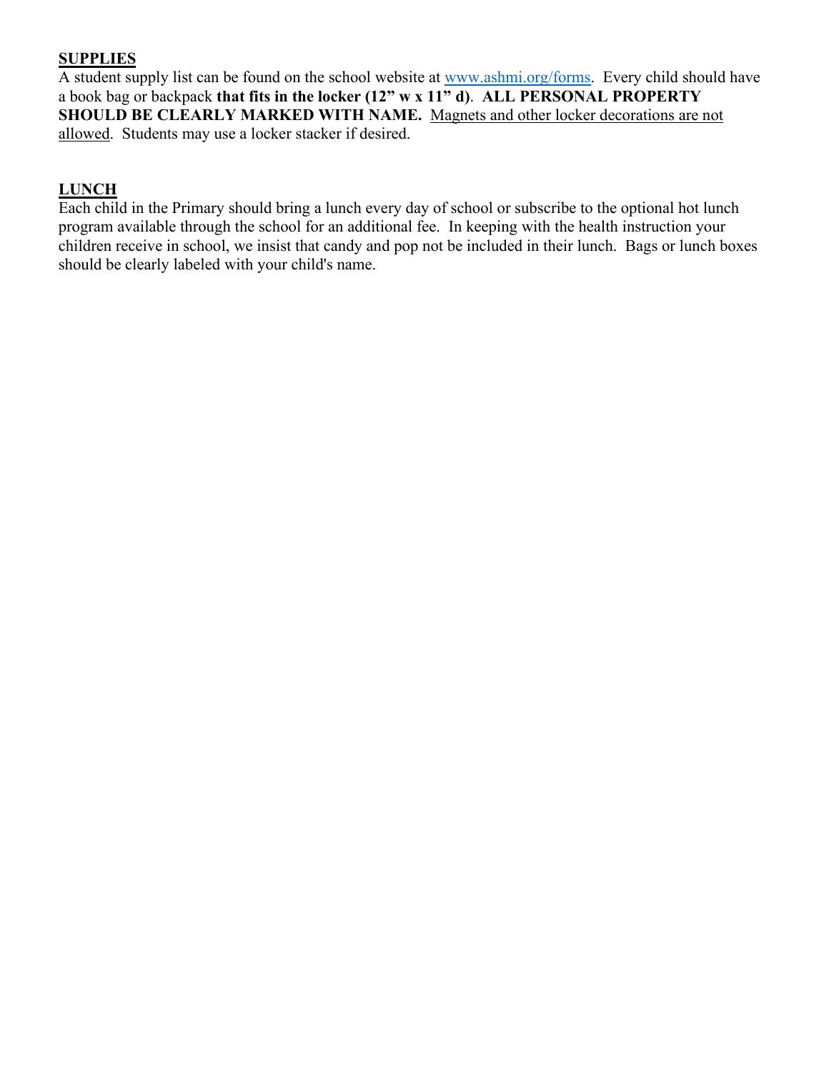## SUPPLIES

A student supply list can be found on the school website at [www.ashmi.org/forms](http://www.ashmi.org/forms). Every child should have a book bag or backpack **that fits in the locker (12" w x 11" d)**. **ALL PERSONAL PROPERTY SHOULD BE CLEARLY MARKED WITH NAME.** Magnets and other locker decorations are not allowed. Students may use a locker stacker if desired.

## LUNCH

Each child in the Primary should bring a lunch every day of school or subscribe to the optional hot lunch program available through the school for an additional fee. In keeping with the health instruction your children receive in school, we insist that candy and pop not be included in their lunch. Bags or lunch boxes should be clearly labeled with your child's name.